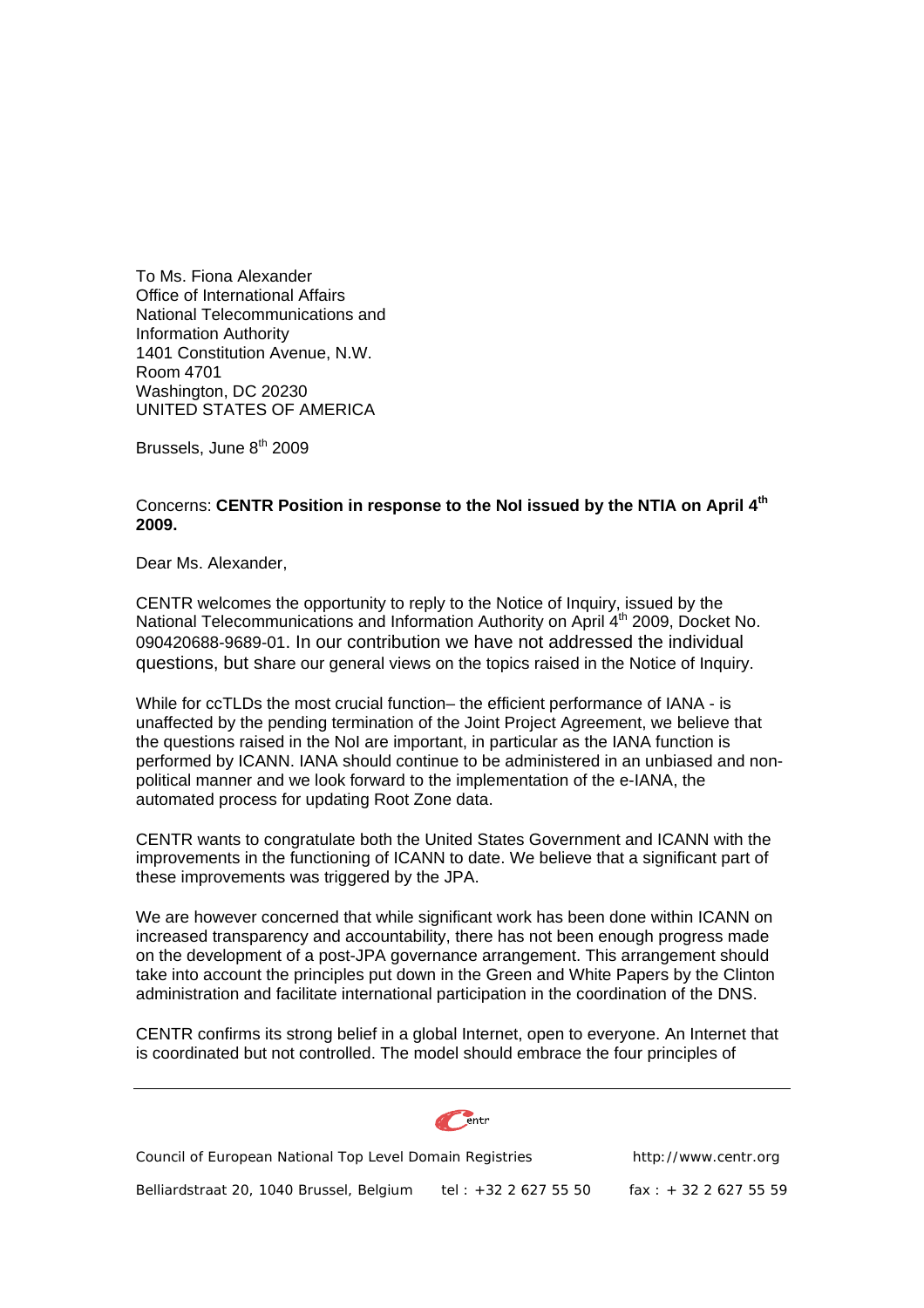To Ms. Fiona Alexander
Office of International Affairs
National Telecommunications and
Information Authority
1401 Constitution Avenue, N.W.
Room 4701
Washington, DC 20230
UNITED STATES OF AMERICA

Brussels, June 8th 2009

Concerns: **CENTR Position in response to the NoI issued by the NTIA on April 4th 2009.**

Dear Ms. Alexander,

CENTR welcomes the opportunity to reply to the Notice of Inquiry, issued by the National Telecommunications and Information Authority on April 4th 2009, Docket No. 090420688-9689-01. In our contribution we have not addressed the individual questions, but share our general views on the topics raised in the Notice of Inquiry.

While for ccTLDs the most crucial function– the efficient performance of IANA - is unaffected by the pending termination of the Joint Project Agreement, we believe that the questions raised in the NoI are important, in particular as the IANA function is performed by ICANN. IANA should continue to be administered in an unbiased and non-political manner and we look forward to the implementation of the e-IANA, the automated process for updating Root Zone data.

CENTR wants to congratulate both the United States Government and ICANN with the improvements in the functioning of ICANN to date. We believe that a significant part of these improvements was triggered by the JPA.

We are however concerned that while significant work has been done within ICANN on increased transparency and accountability, there has not been enough progress made on the development of a post-JPA governance arrangement. This arrangement should take into account the principles put down in the Green and White Papers by the Clinton administration and facilitate international participation in the coordination of the DNS.

CENTR confirms its strong belief in a global Internet, open to everyone. An Internet that is coordinated but not controlled. The model should embrace the four principles of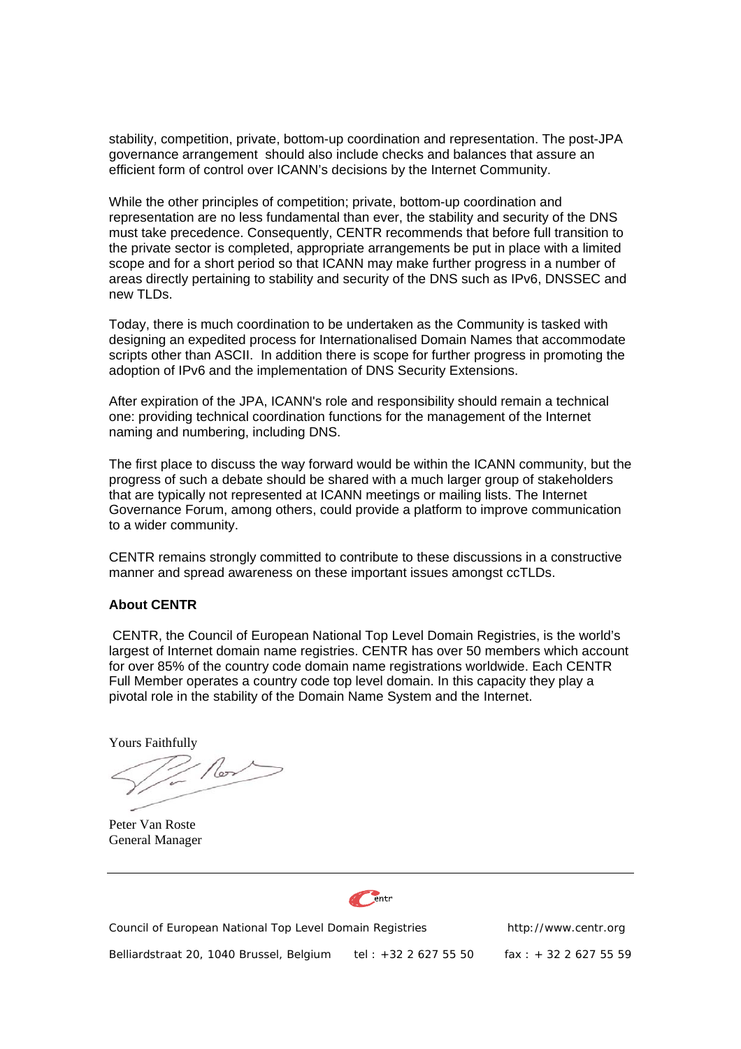stability, competition, private, bottom-up coordination and representation. The post-JPA governance arrangement should also include checks and balances that assure an efficient form of control over ICANN's decisions by the Internet Community.

While the other principles of competition; private, bottom-up coordination and representation are no less fundamental than ever, the stability and security of the DNS must take precedence. Consequently, CENTR recommends that before full transition to the private sector is completed, appropriate arrangements be put in place with a limited scope and for a short period so that ICANN may make further progress in a number of areas directly pertaining to stability and security of the DNS such as IPv6, DNSSEC and new TLDs.

Today, there is much coordination to be undertaken as the Community is tasked with designing an expedited process for Internationalised Domain Names that accommodate scripts other than ASCII. In addition there is scope for further progress in promoting the adoption of IPv6 and the implementation of DNS Security Extensions.

After expiration of the JPA, ICANN's role and responsibility should remain a technical one: providing technical coordination functions for the management of the Internet naming and numbering, including DNS.

The first place to discuss the way forward would be within the ICANN community, but the progress of such a debate should be shared with a much larger group of stakeholders that are typically not represented at ICANN meetings or mailing lists. The Internet Governance Forum, among others, could provide a platform to improve communication to a wider community.

CENTR remains strongly committed to contribute to these discussions in a constructive manner and spread awareness on these important issues amongst ccTLDs.

**About CENTR**

CENTR, the Council of European National Top Level Domain Registries, is the world's largest of Internet domain name registries. CENTR has over 50 members which account for over 85% of the country code domain name registrations worldwide. Each CENTR Full Member operates a country code top level domain. In this capacity they play a pivotal role in the stability of the Domain Name System and the Internet.

Yours Faithfully

Peter Van Roste
General Manager

---

Council of European National Top Level Domain Registries http://www.centr.org

Belliardstraat 20, 1040 Brussel, Belgium tel : +32 2 627 55 50 fax : + 32 2 627 55 59